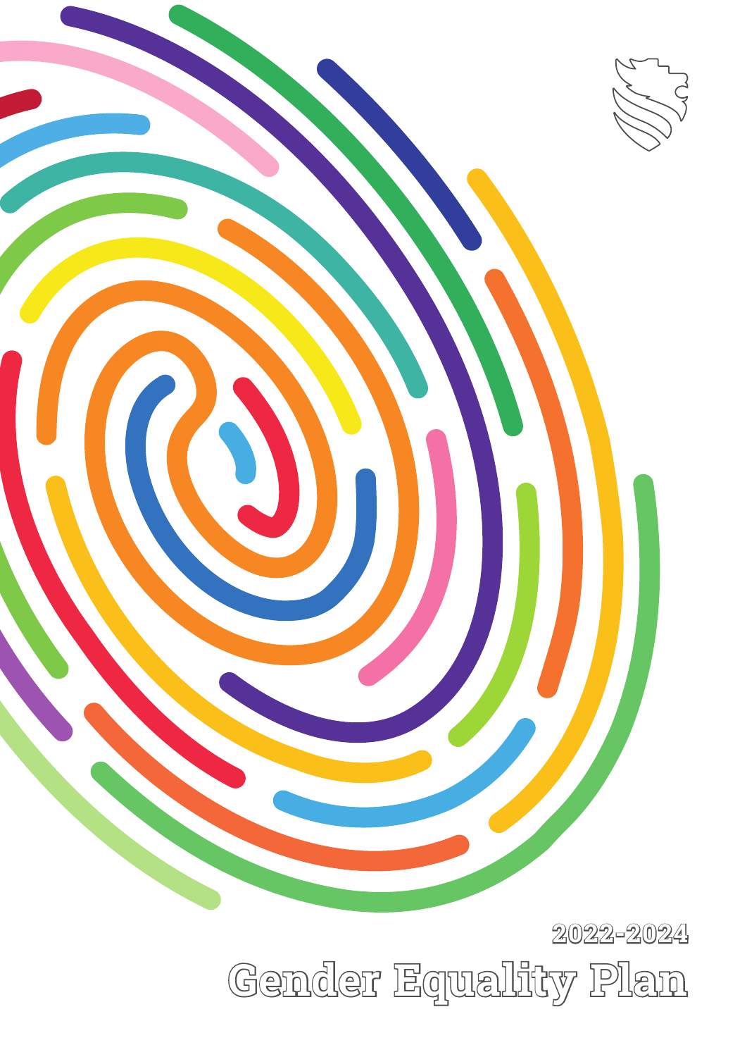2022-2024

# Gender Equality Plan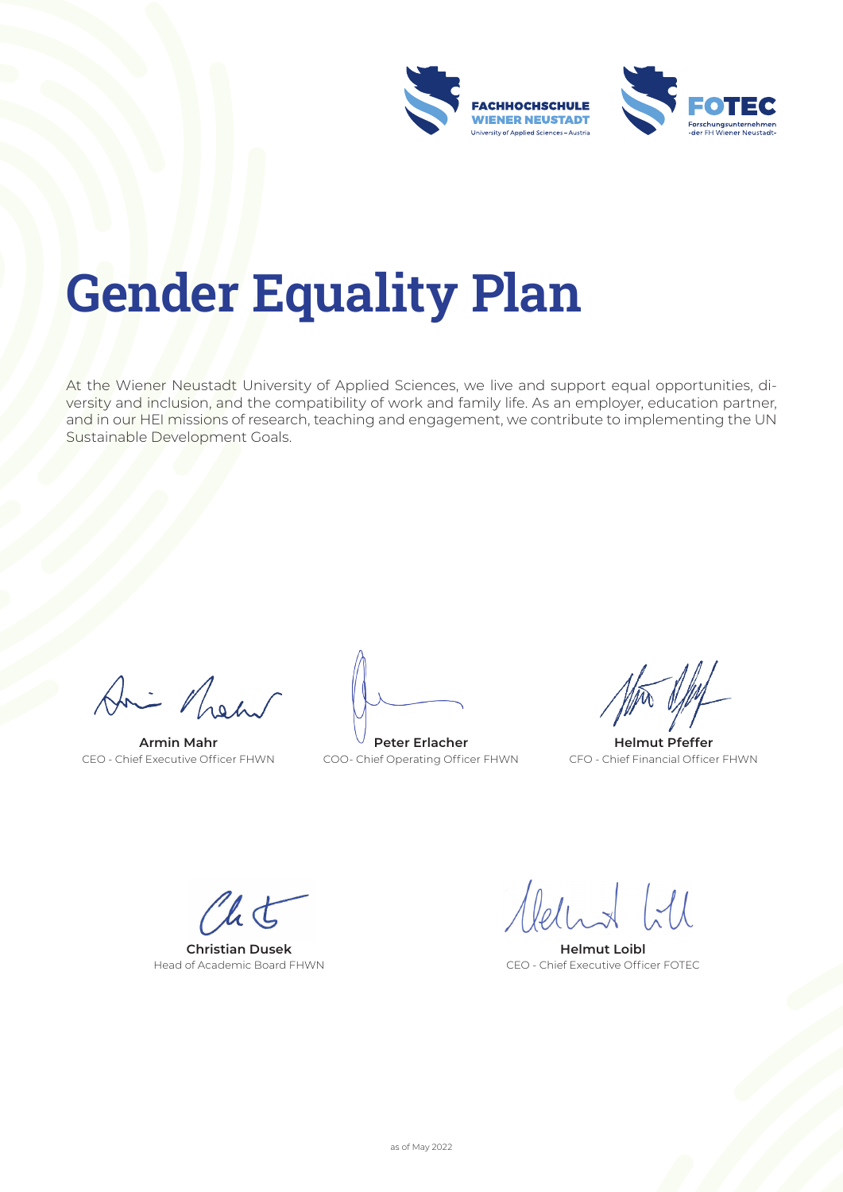# Gender Equality Plan

At the Wiener Neustadt University of Applied Sciences, we live and support equal opportunities, diversity and inclusion, and the compatibility of work and family life. As an employer, education partner, and in our HEI missions of research, teaching and engagement, we contribute to implementing the UN Sustainable Development Goals.

**Armin Mahr**
CEO - Chief Executive Officer FHWN

**Peter Erlacher**
COO- Chief Operating Officer FHWN

**Helmut Pfeffer**
CFO - Chief Financial Officer FHWN

**Christian Dusek**
Head of Academic Board FHWN

**Helmut Loibl**
CEO - Chief Executive Officer FOTEC

as of May 2022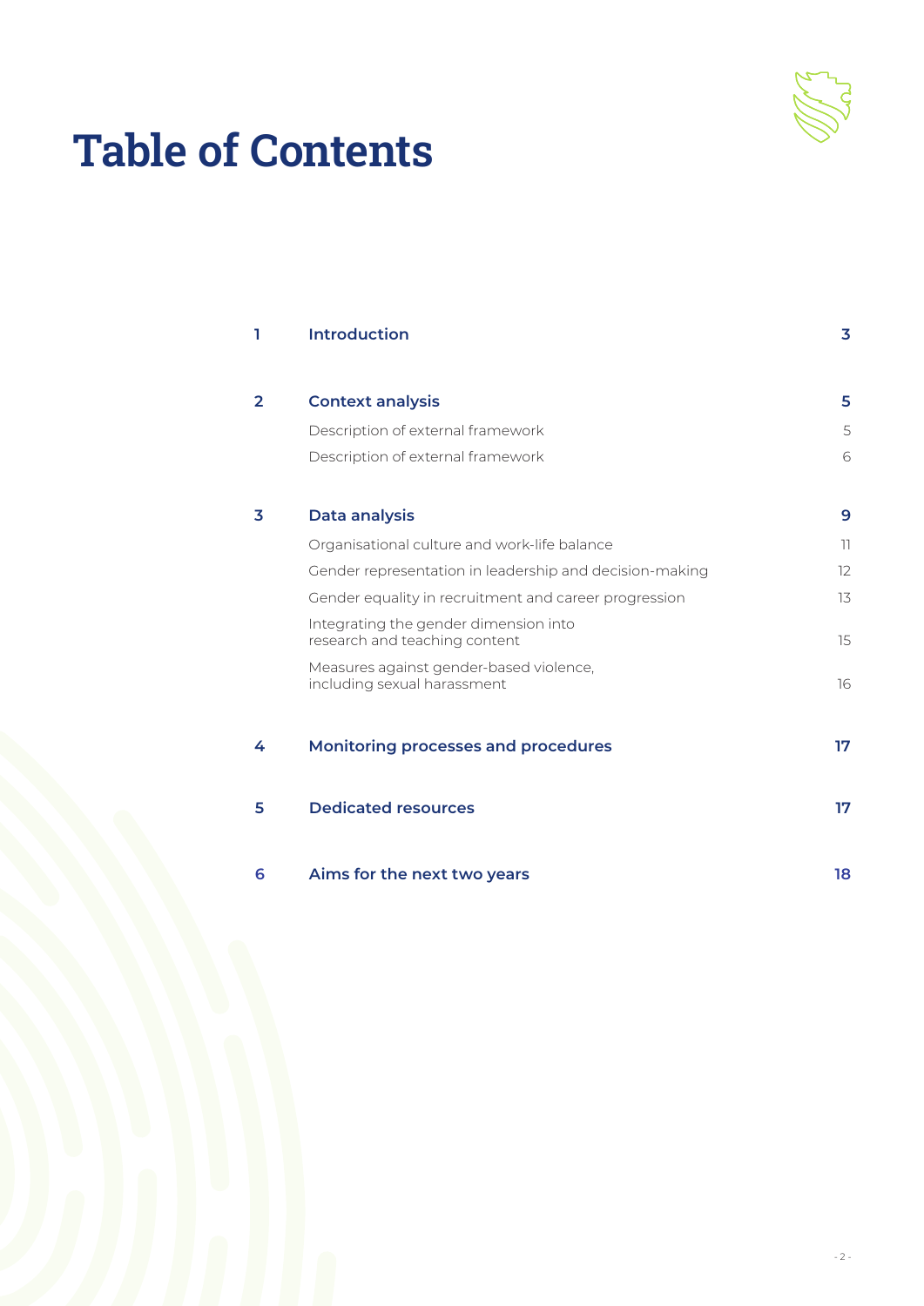# Table of Contents

| | | |
|---|---|---|
| **1** | **Introduction** | **3** |
| **2** | **Context analysis** | **5** |
| | Description of external framework | 5 |
| | Description of external framework | 6 |
| **3** | **Data analysis** | **9** |
| | Organisational culture and work-life balance | 11 |
| | Gender representation in leadership and decision-making | 12 |
| | Gender equality in recruitment and career progression | 13 |
| | Integrating the gender dimension into research and teaching content | 15 |
| | Measures against gender-based violence, including sexual harassment | 16 |
| **4** | **Monitoring processes and procedures** | **17** |
| **5** | **Dedicated resources** | **17** |
| **6** | **Aims for the next two years** | **18** |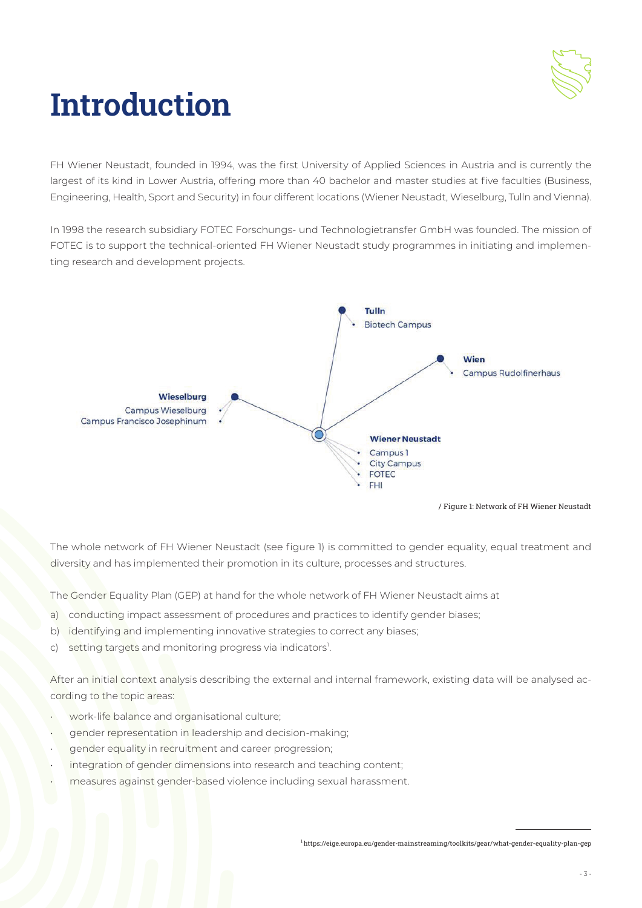# Introduction

FH Wiener Neustadt, founded in 1994, was the first University of Applied Sciences in Austria and is currently the largest of its kind in Lower Austria, offering more than 40 bachelor and master studies at five faculties (Business, Engineering, Health, Sport and Security) in four different locations (Wiener Neustadt, Wieselburg, Tulln and Vienna).

In 1998 the research subsidiary FOTEC Forschungs- und Technologietransfer GmbH was founded. The mission of FOTEC is to support the technical-oriented FH Wiener Neustadt study programmes in initiating and implementing research and development projects.

**Tulln**
- Biotech Campus

**Wien**
- Campus Rudolfinerhaus

**Wieselburg**
- Campus Wieselburg
- Campus Francisco Josephinum

**Wiener Neustadt**
- Campus 1
- City Campus
- FOTEC
- FHI

/ Figure 1: Network of FH Wiener Neustadt

The whole network of FH Wiener Neustadt (see figure 1) is committed to gender equality, equal treatment and diversity and has implemented their promotion in its culture, processes and structures.

The Gender Equality Plan (GEP) at hand for the whole network of FH Wiener Neustadt aims at

a) conducting impact assessment of procedures and practices to identify gender biases;
b) identifying and implementing innovative strategies to correct any biases;
c) setting targets and monitoring progress via indicators[1].

After an initial context analysis describing the external and internal framework, existing data will be analysed according to the topic areas:

- work-life balance and organisational culture;
- gender representation in leadership and decision-making;
- gender equality in recruitment and career progression;
- integration of gender dimensions into research and teaching content;
- measures against gender-based violence including sexual harassment.

[1] https://eige.europa.eu/gender-mainstreaming/toolkits/gear/what-gender-equality-plan-gep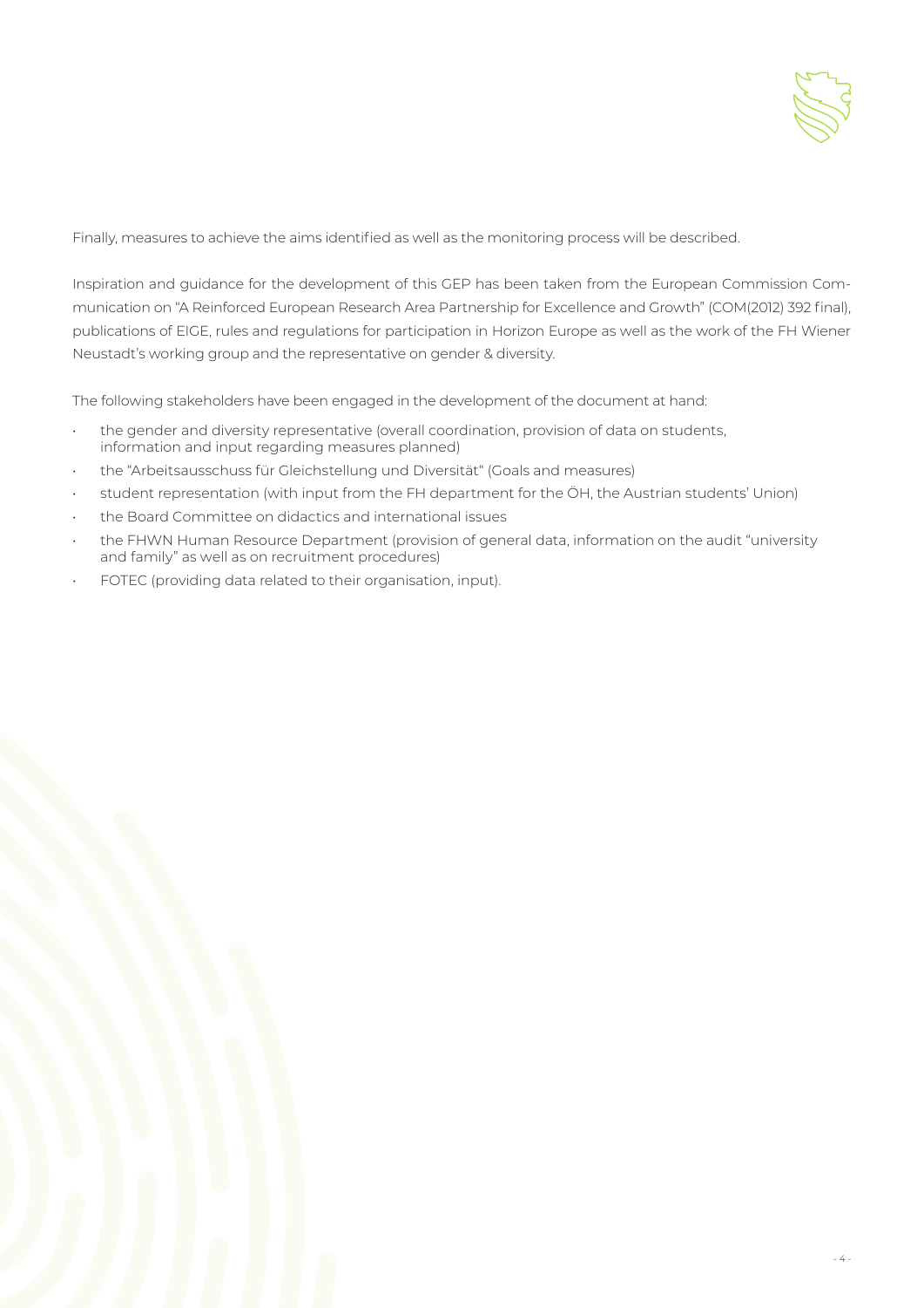Finally, measures to achieve the aims identified as well as the monitoring process will be described.

Inspiration and guidance for the development of this GEP has been taken from the European Commission Communication on "A Reinforced European Research Area Partnership for Excellence and Growth" (COM(2012) 392 final), publications of EIGE, rules and regulations for participation in Horizon Europe as well as the work of the FH Wiener Neustadt's working group and the representative on gender & diversity.

The following stakeholders have been engaged in the development of the document at hand:

- the gender and diversity representative (overall coordination, provision of data on students, information and input regarding measures planned)
- the "Arbeitsausschuss für Gleichstellung und Diversität" (Goals and measures)
- student representation (with input from the FH department for the ÖH, the Austrian students' Union)
- the Board Committee on didactics and international issues
- the FHWN Human Resource Department (provision of general data, information on the audit "university and family" as well as on recruitment procedures)
- FOTEC (providing data related to their organisation, input).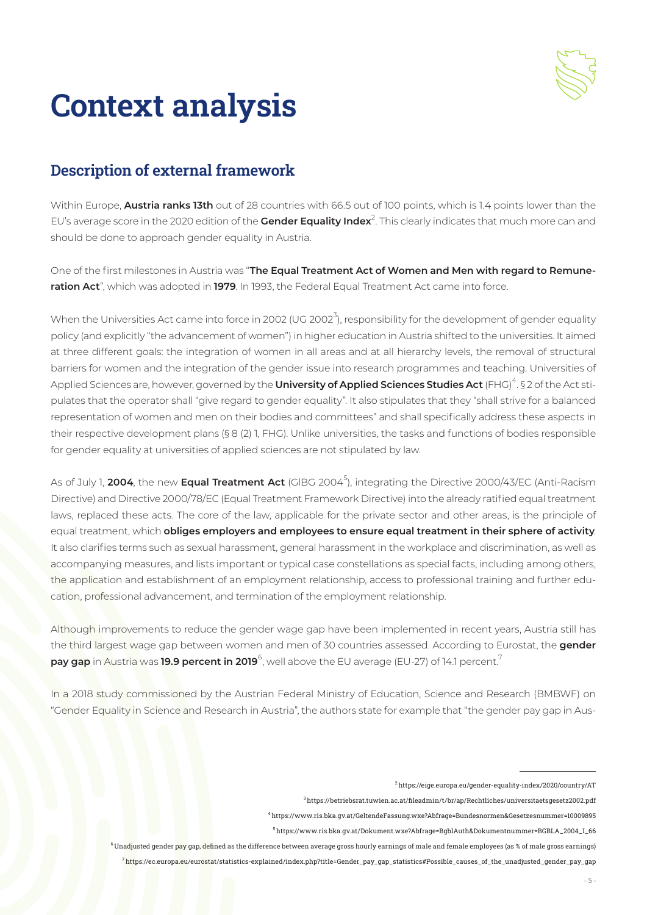# Context analysis

## Description of external framework

Within Europe, **Austria ranks 13th** out of 28 countries with 66.5 out of 100 points, which is 1.4 points lower than the EU's average score in the 2020 edition of the **Gender Equality Index**[2]. This clearly indicates that much more can and should be done to approach gender equality in Austria.

One of the first milestones in Austria was "**The Equal Treatment Act of Women and Men with regard to Remuneration Act**", which was adopted in **1979**. In 1993, the Federal Equal Treatment Act came into force.

When the Universities Act came into force in 2002 (UG 2002[3]), responsibility for the development of gender equality policy (and explicitly "the advancement of women") in higher education in Austria shifted to the universities. It aimed at three different goals: the integration of women in all areas and at all hierarchy levels, the removal of structural barriers for women and the integration of the gender issue into research programmes and teaching. Universities of Applied Sciences are, however, governed by the **University of Applied Sciences Studies Act** (FHG)[4]. § 2 of the Act stipulates that the operator shall "give regard to gender equality". It also stipulates that they "shall strive for a balanced representation of women and men on their bodies and committees" and shall specifically address these aspects in their respective development plans (§ 8 (2) 1, FHG). Unlike universities, the tasks and functions of bodies responsible for gender equality at universities of applied sciences are not stipulated by law.

As of July 1, **2004**, the new **Equal Treatment Act** (GlBG 2004[5]), integrating the Directive 2000/43/EC (Anti-Racism Directive) and Directive 2000/78/EC (Equal Treatment Framework Directive) into the already ratified equal treatment laws, replaced these acts. The core of the law, applicable for the private sector and other areas, is the principle of equal treatment, which **obliges employers and employees to ensure equal treatment in their sphere of activity**. It also clarifies terms such as sexual harassment, general harassment in the workplace and discrimination, as well as accompanying measures, and lists important or typical case constellations as special facts, including among others, the application and establishment of an employment relationship, access to professional training and further education, professional advancement, and termination of the employment relationship.

Although improvements to reduce the gender wage gap have been implemented in recent years, Austria still has the third largest wage gap between women and men of 30 countries assessed. According to Eurostat, the **gender pay gap** in Austria was **19.9 percent in 2019**[6], well above the EU average (EU-27) of 14.1 percent.[7]

In a 2018 study commissioned by the Austrian Federal Ministry of Education, Science and Research (BMBWF) on "Gender Equality in Science and Research in Austria", the authors state for example that "the gender pay gap in Aus-

---

[2] https://eige.europa.eu/gender-equality-index/2020/country/AT

[3] https://betriebsrat.tuwien.ac.at/fileadmin/t/br/ap/Rechtliches/universitaetsgesetz2002.pdf

[4] https://www.ris.bka.gv.at/GeltendeFassung.wxe?Abfrage=Bundesnormen&Gesetzesnummer=10009895

[5] https://www.ris.bka.gv.at/Dokument.wxe?Abfrage=BgblAuth&Dokumentnummer=BGBLA_2004_I_66

[6] Unadjusted gender pay gap, defined as the difference between average gross hourly earnings of male and female employees (as % of male gross earnings)

[7] https://ec.europa.eu/eurostat/statistics-explained/index.php?title=Gender_pay_gap_statistics#Possible_causes_of_the_unadjusted_gender_pay_gap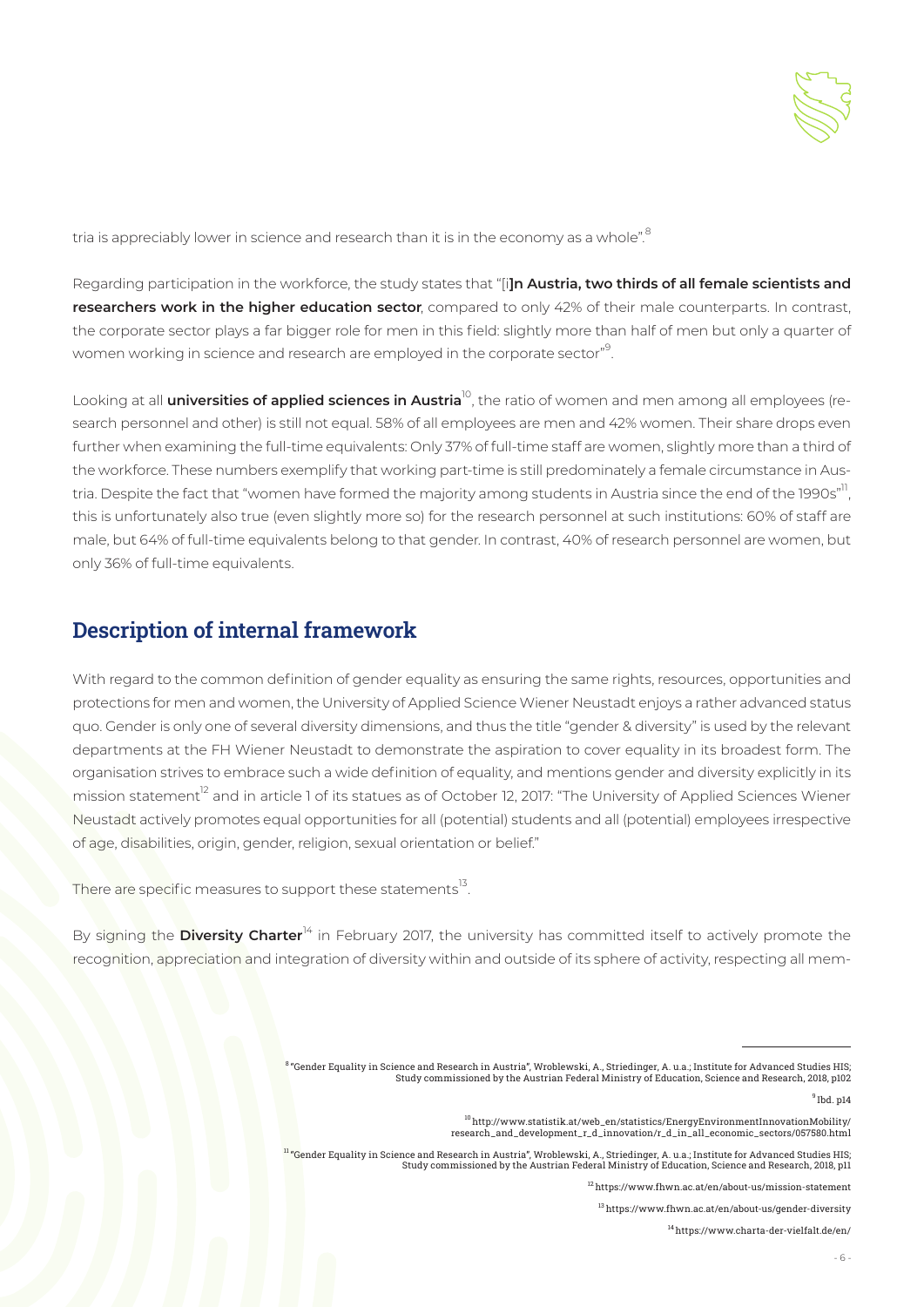tria is appreciably lower in science and research than it is in the economy as a whole".[8]

Regarding participation in the workforce, the study states that "[i**]n Austria, two thirds of all female scientists and researchers work in the higher education sector**, compared to only 42% of their male counterparts. In contrast, the corporate sector plays a far bigger role for men in this field: slightly more than half of men but only a quarter of women working in science and research are employed in the corporate sector"[9].

Looking at all **universities of applied sciences in Austria**[10], the ratio of women and men among all employees (research personnel and other) is still not equal. 58% of all employees are men and 42% women. Their share drops even further when examining the full-time equivalents: Only 37% of full-time staff are women, slightly more than a third of the workforce. These numbers exemplify that working part-time is still predominately a female circumstance in Austria. Despite the fact that "women have formed the majority among students in Austria since the end of the 1990s"[11], this is unfortunately also true (even slightly more so) for the research personnel at such institutions: 60% of staff are male, but 64% of full-time equivalents belong to that gender. In contrast, 40% of research personnel are women, but only 36% of full-time equivalents.

## Description of internal framework

With regard to the common definition of gender equality as ensuring the same rights, resources, opportunities and protections for men and women, the University of Applied Science Wiener Neustadt enjoys a rather advanced status quo. Gender is only one of several diversity dimensions, and thus the title "gender & diversity" is used by the relevant departments at the FH Wiener Neustadt to demonstrate the aspiration to cover equality in its broadest form. The organisation strives to embrace such a wide definition of equality, and mentions gender and diversity explicitly in its mission statement[12] and in article 1 of its statues as of October 12, 2017: "The University of Applied Sciences Wiener Neustadt actively promotes equal opportunities for all (potential) students and all (potential) employees irrespective of age, disabilities, origin, gender, religion, sexual orientation or belief."

There are specific measures to support these statements[13].

By signing the **Diversity Charter**[14] in February 2017, the university has committed itself to actively promote the recognition, appreciation and integration of diversity within and outside of its sphere of activity, respecting all mem-

---

[8] "Gender Equality in Science and Research in Austria", Wroblewski, A., Striedinger, A. u.a.; Institute for Advanced Studies HIS; Study commissioned by the Austrian Federal Ministry of Education, Science and Research, 2018, p102

[9] Ibd. p14

[10] http://www.statistik.at/web_en/statistics/EnergyEnvironmentInnovationMobility/research_and_development_r_d_innovation/r_d_in_all_economic_sectors/057580.html

[11] "Gender Equality in Science and Research in Austria", Wroblewski, A., Striedinger, A. u.a.; Institute for Advanced Studies HIS; Study commissioned by the Austrian Federal Ministry of Education, Science and Research, 2018, p11

[12] https://www.fhwn.ac.at/en/about-us/mission-statement

[13] https://www.fhwn.ac.at/en/about-us/gender-diversity

[14] https://www.charta-der-vielfalt.de/en/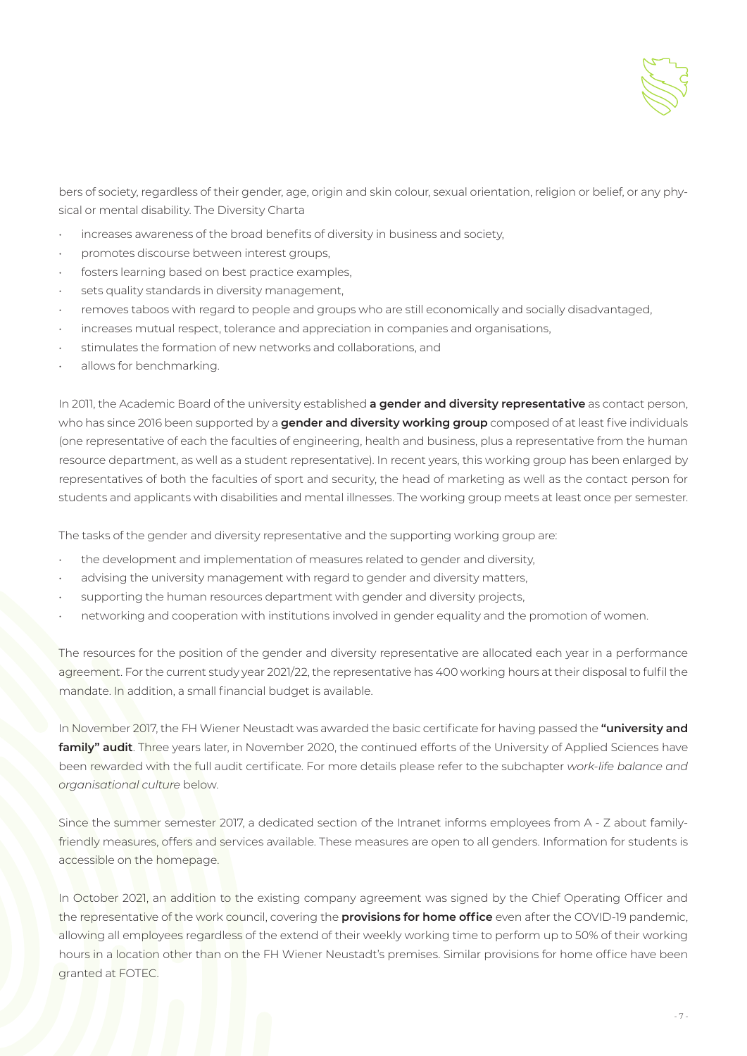bers of society, regardless of their gender, age, origin and skin colour, sexual orientation, religion or belief, or any physical or mental disability. The Diversity Charta

- increases awareness of the broad benefits of diversity in business and society,
- promotes discourse between interest groups,
- fosters learning based on best practice examples,
- sets quality standards in diversity management,
- removes taboos with regard to people and groups who are still economically and socially disadvantaged,
- increases mutual respect, tolerance and appreciation in companies and organisations,
- stimulates the formation of new networks and collaborations, and
- allows for benchmarking.

In 2011, the Academic Board of the university established **a gender and diversity representative** as contact person, who has since 2016 been supported by a **gender and diversity working group** composed of at least five individuals (one representative of each the faculties of engineering, health and business, plus a representative from the human resource department, as well as a student representative). In recent years, this working group has been enlarged by representatives of both the faculties of sport and security, the head of marketing as well as the contact person for students and applicants with disabilities and mental illnesses. The working group meets at least once per semester.

The tasks of the gender and diversity representative and the supporting working group are:

- the development and implementation of measures related to gender and diversity,
- advising the university management with regard to gender and diversity matters,
- supporting the human resources department with gender and diversity projects,
- networking and cooperation with institutions involved in gender equality and the promotion of women.

The resources for the position of the gender and diversity representative are allocated each year in a performance agreement. For the current study year 2021/22, the representative has 400 working hours at their disposal to fulfil the mandate. In addition, a small financial budget is available.

In November 2017, the FH Wiener Neustadt was awarded the basic certificate for having passed the **"university and family" audit**. Three years later, in November 2020, the continued efforts of the University of Applied Sciences have been rewarded with the full audit certificate. For more details please refer to the subchapter *work-life balance and organisational culture* below.

Since the summer semester 2017, a dedicated section of the Intranet informs employees from A - Z about family-friendly measures, offers and services available. These measures are open to all genders. Information for students is accessible on the homepage.

In October 2021, an addition to the existing company agreement was signed by the Chief Operating Officer and the representative of the work council, covering the **provisions for home office** even after the COVID-19 pandemic, allowing all employees regardless of the extend of their weekly working time to perform up to 50% of their working hours in a location other than on the FH Wiener Neustadt's premises. Similar provisions for home office have been granted at FOTEC.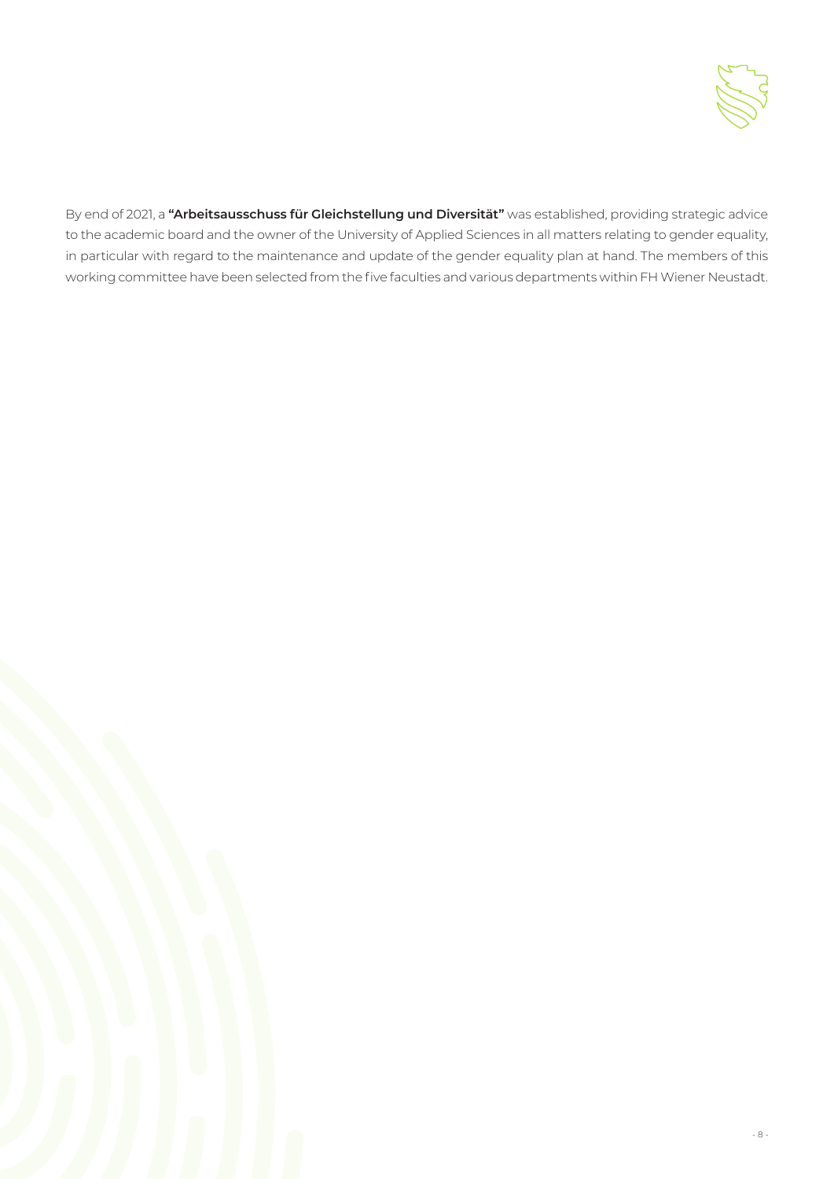By end of 2021, a **"Arbeitsausschuss für Gleichstellung und Diversität"** was established, providing strategic advice to the academic board and the owner of the University of Applied Sciences in all matters relating to gender equality, in particular with regard to the maintenance and update of the gender equality plan at hand. The members of this working committee have been selected from the five faculties and various departments within FH Wiener Neustadt.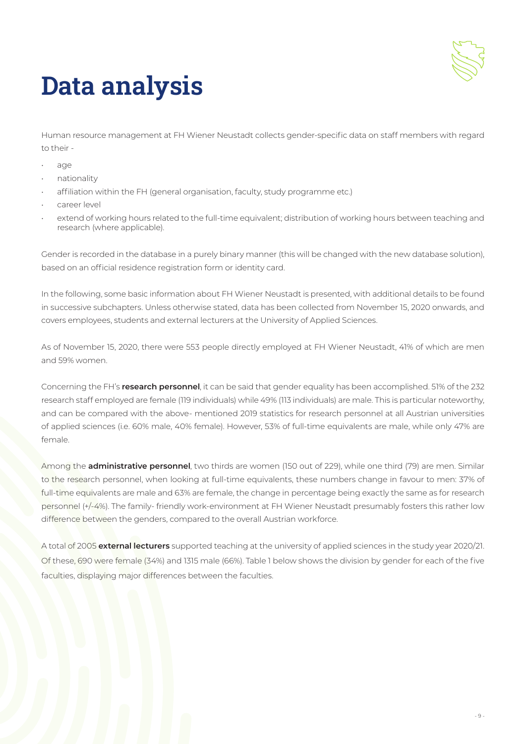# Data analysis

Human resource management at FH Wiener Neustadt collects gender-specific data on staff members with regard to their -

- age
- nationality
- affiliation within the FH (general organisation, faculty, study programme etc.)
- career level
- extend of working hours related to the full-time equivalent; distribution of working hours between teaching and research (where applicable).

Gender is recorded in the database in a purely binary manner (this will be changed with the new database solution), based on an official residence registration form or identity card.

In the following, some basic information about FH Wiener Neustadt is presented, with additional details to be found in successive subchapters. Unless otherwise stated, data has been collected from November 15, 2020 onwards, and covers employees, students and external lecturers at the University of Applied Sciences.

As of November 15, 2020, there were 553 people directly employed at FH Wiener Neustadt, 41% of which are men and 59% women.

Concerning the FH's **research personnel**, it can be said that gender equality has been accomplished. 51% of the 232 research staff employed are female (119 individuals) while 49% (113 individuals) are male. This is particular noteworthy, and can be compared with the above- mentioned 2019 statistics for research personnel at all Austrian universities of applied sciences (i.e. 60% male, 40% female). However, 53% of full-time equivalents are male, while only 47% are female.

Among the **administrative personnel**, two thirds are women (150 out of 229), while one third (79) are men. Similar to the research personnel, when looking at full-time equivalents, these numbers change in favour to men: 37% of full-time equivalents are male and 63% are female, the change in percentage being exactly the same as for research personnel (+/-4%). The family- friendly work-environment at FH Wiener Neustadt presumably fosters this rather low difference between the genders, compared to the overall Austrian workforce.

A total of 2005 **external lecturers** supported teaching at the university of applied sciences in the study year 2020/21. Of these, 690 were female (34%) and 1315 male (66%). Table 1 below shows the division by gender for each of the five faculties, displaying major differences between the faculties.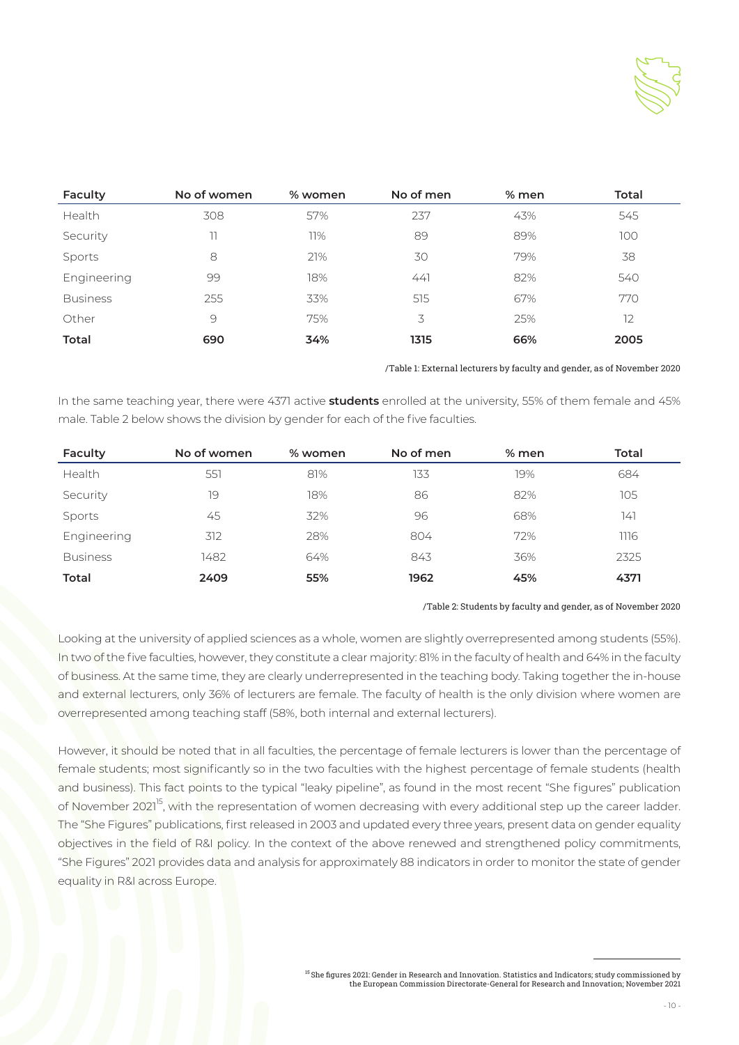| Faculty | No of women | % women | No of men | % men | Total |
|---|---|---|---|---|---|
| Health | 308 | 57% | 237 | 43% | 545 |
| Security | 11 | 11% | 89 | 89% | 100 |
| Sports | 8 | 21% | 30 | 79% | 38 |
| Engineering | 99 | 18% | 441 | 82% | 540 |
| Business | 255 | 33% | 515 | 67% | 770 |
| Other | 9 | 75% | 3 | 25% | 12 |
| **Total** | **690** | **34%** | **1315** | **66%** | **2005** |

/Table 1: External lecturers by faculty and gender, as of November 2020

In the same teaching year, there were 4371 active **students** enrolled at the university, 55% of them female and 45% male. Table 2 below shows the division by gender for each of the five faculties.

| Faculty | No of women | % women | No of men | % men | Total |
|---|---|---|---|---|---|
| Health | 551 | 81% | 133 | 19% | 684 |
| Security | 19 | 18% | 86 | 82% | 105 |
| Sports | 45 | 32% | 96 | 68% | 141 |
| Engineering | 312 | 28% | 804 | 72% | 1116 |
| Business | 1482 | 64% | 843 | 36% | 2325 |
| **Total** | **2409** | **55%** | **1962** | **45%** | **4371** |

/Table 2: Students by faculty and gender, as of November 2020

Looking at the university of applied sciences as a whole, women are slightly overrepresented among students (55%). In two of the five faculties, however, they constitute a clear majority: 81% in the faculty of health and 64% in the faculty of business. At the same time, they are clearly underrepresented in the teaching body. Taking together the in-house and external lecturers, only 36% of lecturers are female. The faculty of health is the only division where women are overrepresented among teaching staff (58%, both internal and external lecturers).

However, it should be noted that in all faculties, the percentage of female lecturers is lower than the percentage of female students; most significantly so in the two faculties with the highest percentage of female students (health and business). This fact points to the typical "leaky pipeline", as found in the most recent "She figures" publication of November 2021[15], with the representation of women decreasing with every additional step up the career ladder. The "She Figures" publications, first released in 2003 and updated every three years, present data on gender equality objectives in the field of R&I policy. In the context of the above renewed and strengthened policy commitments, "She Figures" 2021 provides data and analysis for approximately 88 indicators in order to monitor the state of gender equality in R&I across Europe.

[15] She figures 2021: Gender in Research and Innovation. Statistics and Indicators; study commissioned by the European Commission Directorate-General for Research and Innovation; November 2021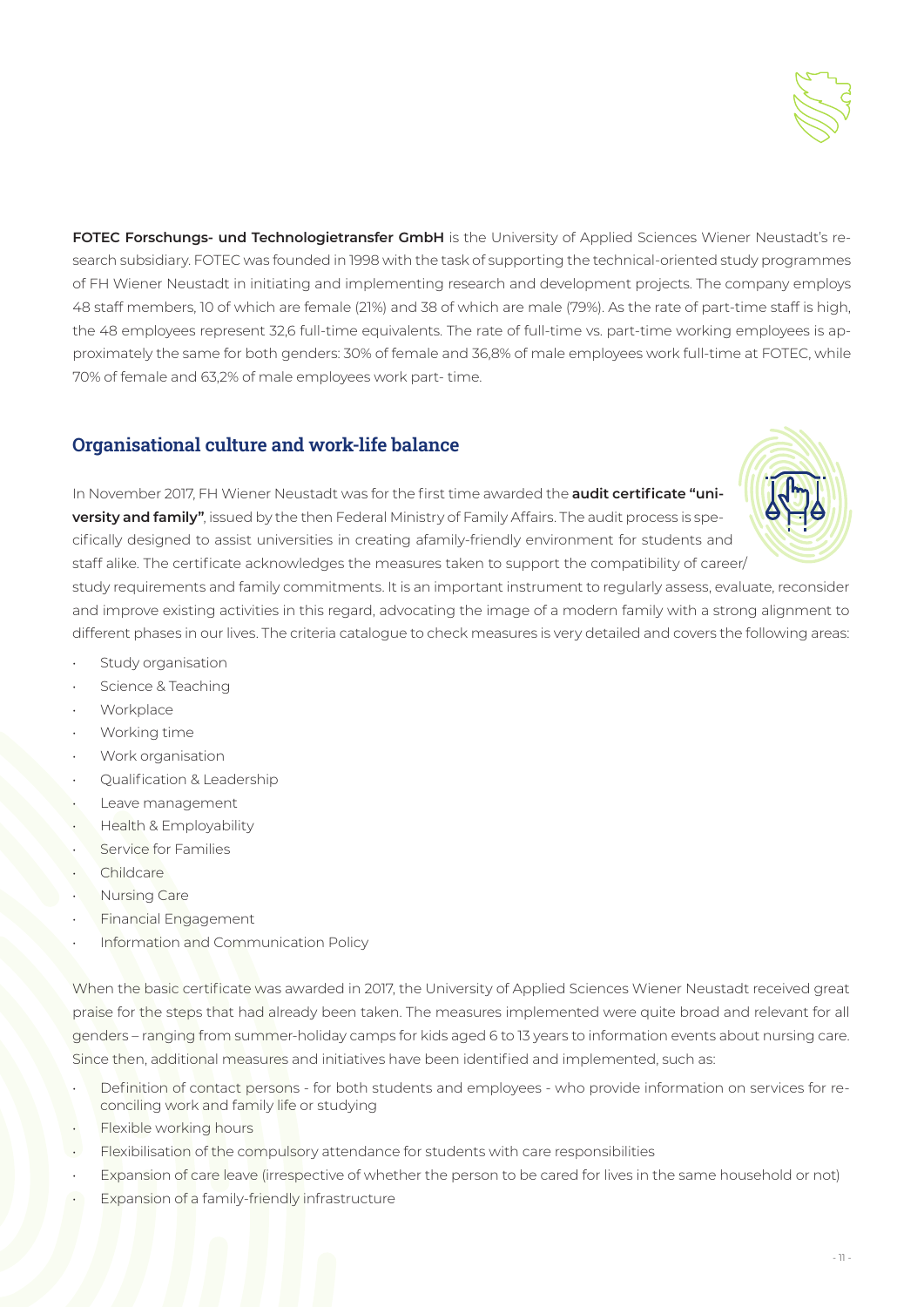**FOTEC Forschungs- und Technologietransfer GmbH** is the University of Applied Sciences Wiener Neustadt's research subsidiary. FOTEC was founded in 1998 with the task of supporting the technical-oriented study programmes of FH Wiener Neustadt in initiating and implementing research and development projects. The company employs 48 staff members, 10 of which are female (21%) and 38 of which are male (79%). As the rate of part-time staff is high, the 48 employees represent 32,6 full-time equivalents. The rate of full-time vs. part-time working employees is approximately the same for both genders: 30% of female and 36,8% of male employees work full-time at FOTEC, while 70% of female and 63,2% of male employees work part- time.

## Organisational culture and work-life balance

In November 2017, FH Wiener Neustadt was for the first time awarded the **audit certificate "university and family"**, issued by the then Federal Ministry of Family Affairs. The audit process is specifically designed to assist universities in creating afamily-friendly environment for students and staff alike. The certificate acknowledges the measures taken to support the compatibility of career/study requirements and family commitments. It is an important instrument to regularly assess, evaluate, reconsider and improve existing activities in this regard, advocating the image of a modern family with a strong alignment to different phases in our lives. The criteria catalogue to check measures is very detailed and covers the following areas:

- Study organisation
- Science & Teaching
- Workplace
- Working time
- Work organisation
- Qualification & Leadership
- Leave management
- Health & Employability
- Service for Families
- Childcare
- Nursing Care
- Financial Engagement
- Information and Communication Policy

When the basic certificate was awarded in 2017, the University of Applied Sciences Wiener Neustadt received great praise for the steps that had already been taken. The measures implemented were quite broad and relevant for all genders – ranging from summer-holiday camps for kids aged 6 to 13 years to information events about nursing care. Since then, additional measures and initiatives have been identified and implemented, such as:

- Definition of contact persons - for both students and employees - who provide information on services for reconciling work and family life or studying
- Flexible working hours
- Flexibilisation of the compulsory attendance for students with care responsibilities
- Expansion of care leave (irrespective of whether the person to be cared for lives in the same household or not)
- Expansion of a family-friendly infrastructure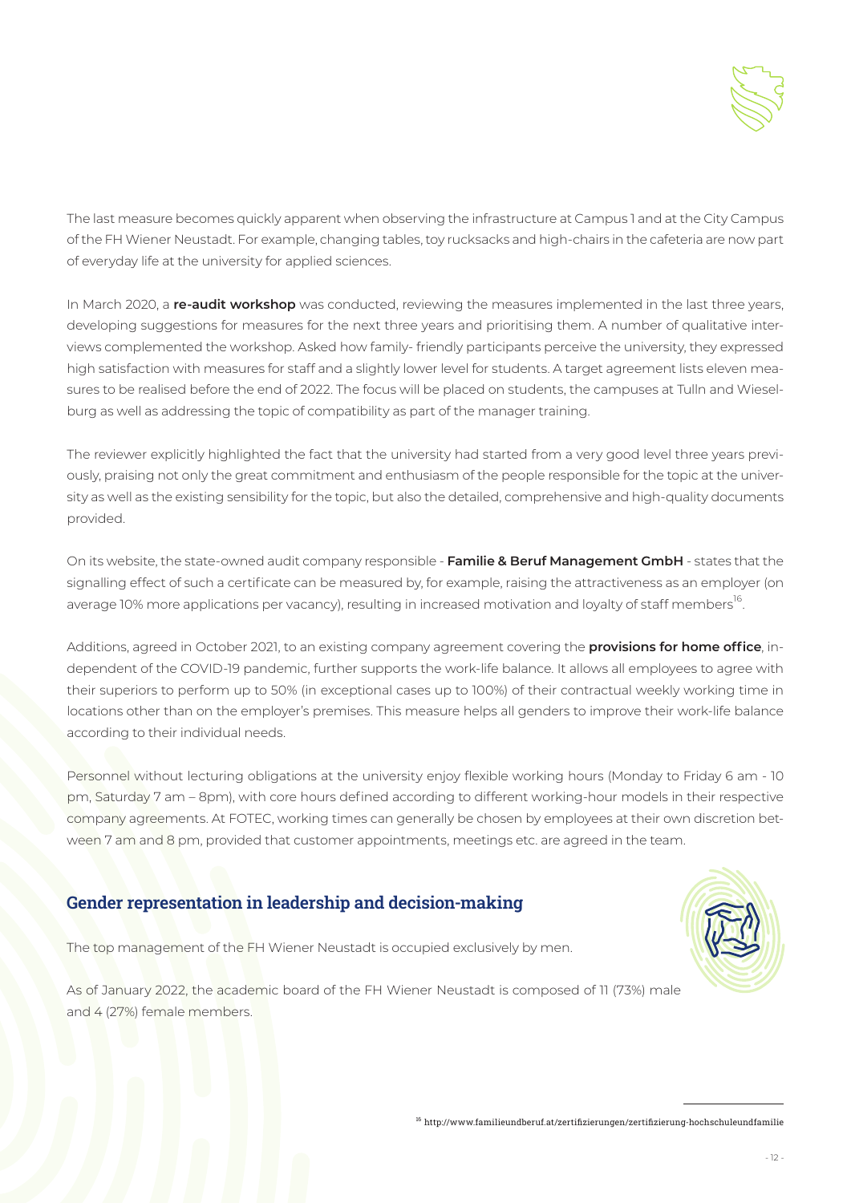The last measure becomes quickly apparent when observing the infrastructure at Campus 1 and at the City Campus of the FH Wiener Neustadt. For example, changing tables, toy rucksacks and high-chairs in the cafeteria are now part of everyday life at the university for applied sciences.

In March 2020, a **re-audit workshop** was conducted, reviewing the measures implemented in the last three years, developing suggestions for measures for the next three years and prioritising them. A number of qualitative interviews complemented the workshop. Asked how family- friendly participants perceive the university, they expressed high satisfaction with measures for staff and a slightly lower level for students. A target agreement lists eleven measures to be realised before the end of 2022. The focus will be placed on students, the campuses at Tulln and Wieselburg as well as addressing the topic of compatibility as part of the manager training.

The reviewer explicitly highlighted the fact that the university had started from a very good level three years previously, praising not only the great commitment and enthusiasm of the people responsible for the topic at the university as well as the existing sensibility for the topic, but also the detailed, comprehensive and high-quality documents provided.

On its website, the state-owned audit company responsible - **Familie & Beruf Management GmbH** - states that the signalling effect of such a certificate can be measured by, for example, raising the attractiveness as an employer (on average 10% more applications per vacancy), resulting in increased motivation and loyalty of staff members[16].

Additions, agreed in October 2021, to an existing company agreement covering the **provisions for home office**, independent of the COVID-19 pandemic, further supports the work-life balance. It allows all employees to agree with their superiors to perform up to 50% (in exceptional cases up to 100%) of their contractual weekly working time in locations other than on the employer's premises. This measure helps all genders to improve their work-life balance according to their individual needs.

Personnel without lecturing obligations at the university enjoy flexible working hours (Monday to Friday 6 am - 10 pm, Saturday 7 am – 8pm), with core hours defined according to different working-hour models in their respective company agreements. At FOTEC, working times can generally be chosen by employees at their own discretion between 7 am and 8 pm, provided that customer appointments, meetings etc. are agreed in the team.

## Gender representation in leadership and decision-making

The top management of the FH Wiener Neustadt is occupied exclusively by men.

As of January 2022, the academic board of the FH Wiener Neustadt is composed of 11 (73%) male and 4 (27%) female members.

[16] http://www.familieundberuf.at/zertifizierungen/zertifizierung-hochschuleundfamilie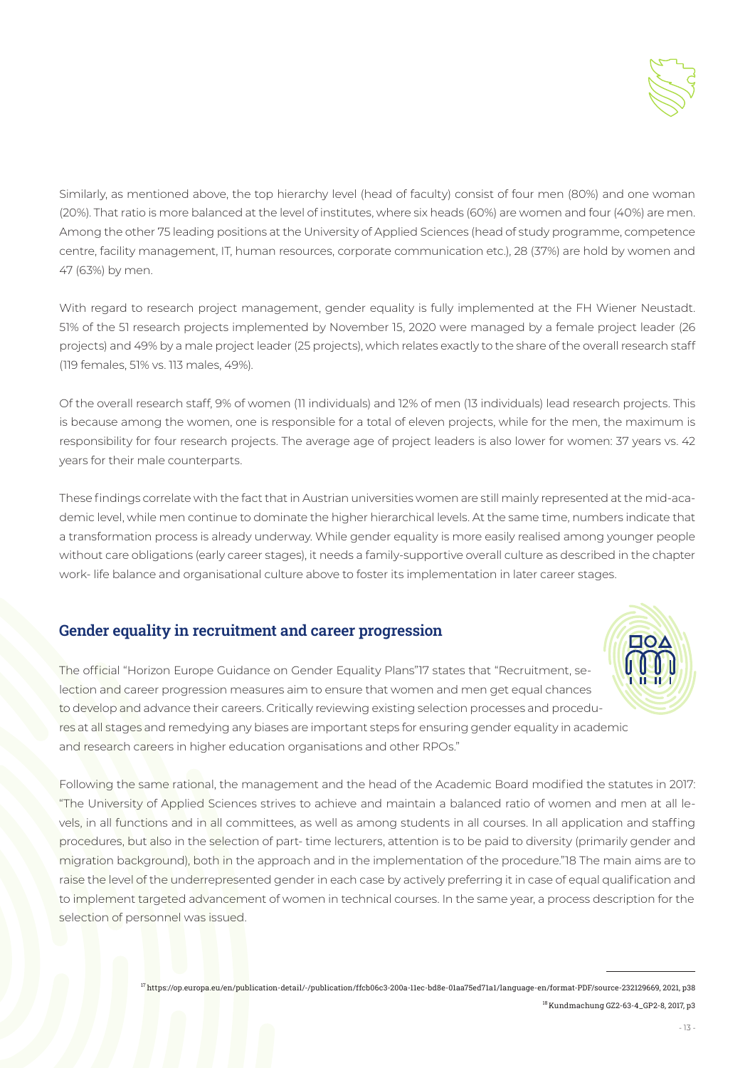Similarly, as mentioned above, the top hierarchy level (head of faculty) consist of four men (80%) and one woman (20%). That ratio is more balanced at the level of institutes, where six heads (60%) are women and four (40%) are men. Among the other 75 leading positions at the University of Applied Sciences (head of study programme, competence centre, facility management, IT, human resources, corporate communication etc.), 28 (37%) are hold by women and 47 (63%) by men.

With regard to research project management, gender equality is fully implemented at the FH Wiener Neustadt. 51% of the 51 research projects implemented by November 15, 2020 were managed by a female project leader (26 projects) and 49% by a male project leader (25 projects), which relates exactly to the share of the overall research staff (119 females, 51% vs. 113 males, 49%).

Of the overall research staff, 9% of women (11 individuals) and 12% of men (13 individuals) lead research projects. This is because among the women, one is responsible for a total of eleven projects, while for the men, the maximum is responsibility for four research projects. The average age of project leaders is also lower for women: 37 years vs. 42 years for their male counterparts.

These findings correlate with the fact that in Austrian universities women are still mainly represented at the mid-academic level, while men continue to dominate the higher hierarchical levels. At the same time, numbers indicate that a transformation process is already underway. While gender equality is more easily realised among younger people without care obligations (early career stages), it needs a family-supportive overall culture as described in the chapter work- life balance and organisational culture above to foster its implementation in later career stages.

## Gender equality in recruitment and career progression

The official "Horizon Europe Guidance on Gender Equality Plans"[17] states that "Recruitment, selection and career progression measures aim to ensure that women and men get equal chances to develop and advance their careers. Critically reviewing existing selection processes and procedures at all stages and remedying any biases are important steps for ensuring gender equality in academic and research careers in higher education organisations and other RPOs."

Following the same rational, the management and the head of the Academic Board modified the statutes in 2017: "The University of Applied Sciences strives to achieve and maintain a balanced ratio of women and men at all levels, in all functions and in all committees, as well as among students in all courses. In all application and staffing procedures, but also in the selection of part- time lecturers, attention is to be paid to diversity (primarily gender and migration background), both in the approach and in the implementation of the procedure."[18] The main aims are to raise the level of the underrepresented gender in each case by actively preferring it in case of equal qualification and to implement targeted advancement of women in technical courses. In the same year, a process description for the selection of personnel was issued.

[17] https://op.europa.eu/en/publication-detail/-/publication/ffcb06c3-200a-11ec-bd8e-01aa75ed71a1/language-en/format-PDF/source-232129669, 2021, p38

[18] Kundmachung GZ2-63-4_GP2-8, 2017, p3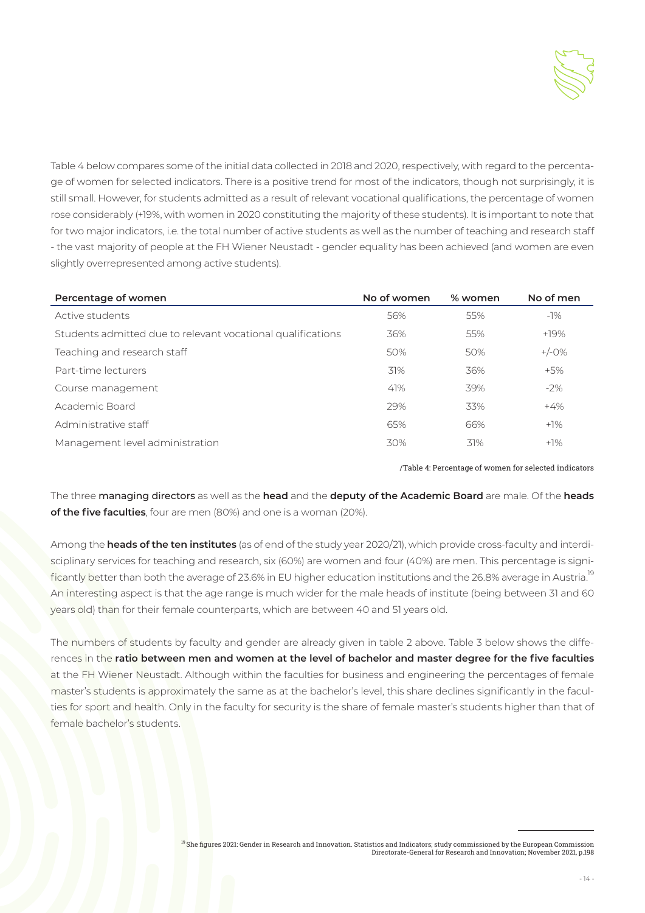Table 4 below compares some of the initial data collected in 2018 and 2020, respectively, with regard to the percentage of women for selected indicators. There is a positive trend for most of the indicators, though not surprisingly, it is still small. However, for students admitted as a result of relevant vocational qualifications, the percentage of women rose considerably (+19%, with women in 2020 constituting the majority of these students). It is important to note that for two major indicators, i.e. the total number of active students as well as the number of teaching and research staff - the vast majority of people at the FH Wiener Neustadt - gender equality has been achieved (and women are even slightly overrepresented among active students).

| Percentage of women | No of women | % women | No of men |
|---|---|---|---|
| Active students | 56% | 55% | -1% |
| Students admitted due to relevant vocational qualifications | 36% | 55% | +19% |
| Teaching and research staff | 50% | 50% | +/-0% |
| Part-time lecturers | 31% | 36% | +5% |
| Course management | 41% | 39% | -2% |
| Academic Board | 29% | 33% | +4% |
| Administrative staff | 65% | 66% | +1% |
| Management level administration | 30% | 31% | +1% |

/Table 4: Percentage of women for selected indicators

The three **managing directors** as well as the **head** and the **deputy of the Academic Board** are male. Of the **heads of the five faculties**, four are men (80%) and one is a woman (20%).

Among the **heads of the ten institutes** (as of end of the study year 2020/21), which provide cross-faculty and interdisciplinary services for teaching and research, six (60%) are women and four (40%) are men. This percentage is significantly better than both the average of 23.6% in EU higher education institutions and the 26.8% average in Austria.[19] An interesting aspect is that the age range is much wider for the male heads of institute (being between 31 and 60 years old) than for their female counterparts, which are between 40 and 51 years old.

The numbers of students by faculty and gender are already given in table 2 above. Table 3 below shows the differences in the **ratio between men and women at the level of bachelor and master degree for the five faculties** at the FH Wiener Neustadt. Although within the faculties for business and engineering the percentages of female master's students is approximately the same as at the bachelor's level, this share declines significantly in the faculties for sport and health. Only in the faculty for security is the share of female master's students higher than that of female bachelor's students.

[19] She figures 2021: Gender in Research and Innovation. Statistics and Indicators; study commissioned by the European Commission Directorate-General for Research and Innovation; November 2021, p.198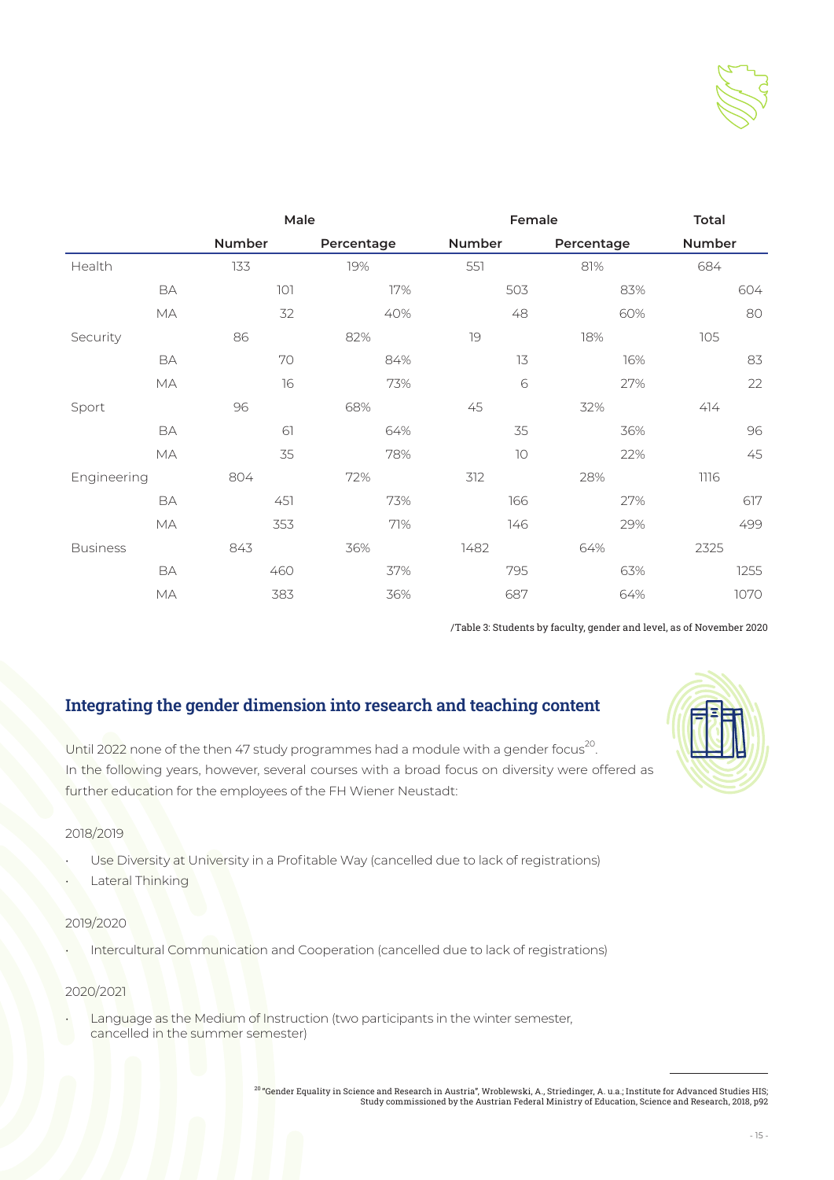| | | Male | | Female | | Total |
|---|---|---|---|---|---|---|
| | | Number | Percentage | Number | Percentage | Number |
| Health | | 133 | 19% | 551 | 81% | 684 |
| | BA | 101 | 17% | 503 | 83% | 604 |
| | MA | 32 | 40% | 48 | 60% | 80 |
| Security | | 86 | 82% | 19 | 18% | 105 |
| | BA | 70 | 84% | 13 | 16% | 83 |
| | MA | 16 | 73% | 6 | 27% | 22 |
| Sport | | 96 | 68% | 45 | 32% | 414 |
| | BA | 61 | 64% | 35 | 36% | 96 |
| | MA | 35 | 78% | 10 | 22% | 45 |
| Engineering | | 804 | 72% | 312 | 28% | 1116 |
| | BA | 451 | 73% | 166 | 27% | 617 |
| | MA | 353 | 71% | 146 | 29% | 499 |
| Business | | 843 | 36% | 1482 | 64% | 2325 |
| | BA | 460 | 37% | 795 | 63% | 1255 |
| | MA | 383 | 36% | 687 | 64% | 1070 |

/Table 3: Students by faculty, gender and level, as of November 2020

## Integrating the gender dimension into research and teaching content

Until 2022 none of the then 47 study programmes had a module with a gender focus[20]. In the following years, however, several courses with a broad focus on diversity were offered as further education for the employees of the FH Wiener Neustadt:

2018/2019

- Use Diversity at University in a Profitable Way (cancelled due to lack of registrations)
- Lateral Thinking

2019/2020

- Intercultural Communication and Cooperation (cancelled due to lack of registrations)

2020/2021

- Language as the Medium of Instruction (two participants in the winter semester, cancelled in the summer semester)

[20] "Gender Equality in Science and Research in Austria", Wroblewski, A., Striedinger, A. u.a.; Institute for Advanced Studies HIS; Study commissioned by the Austrian Federal Ministry of Education, Science and Research, 2018, p92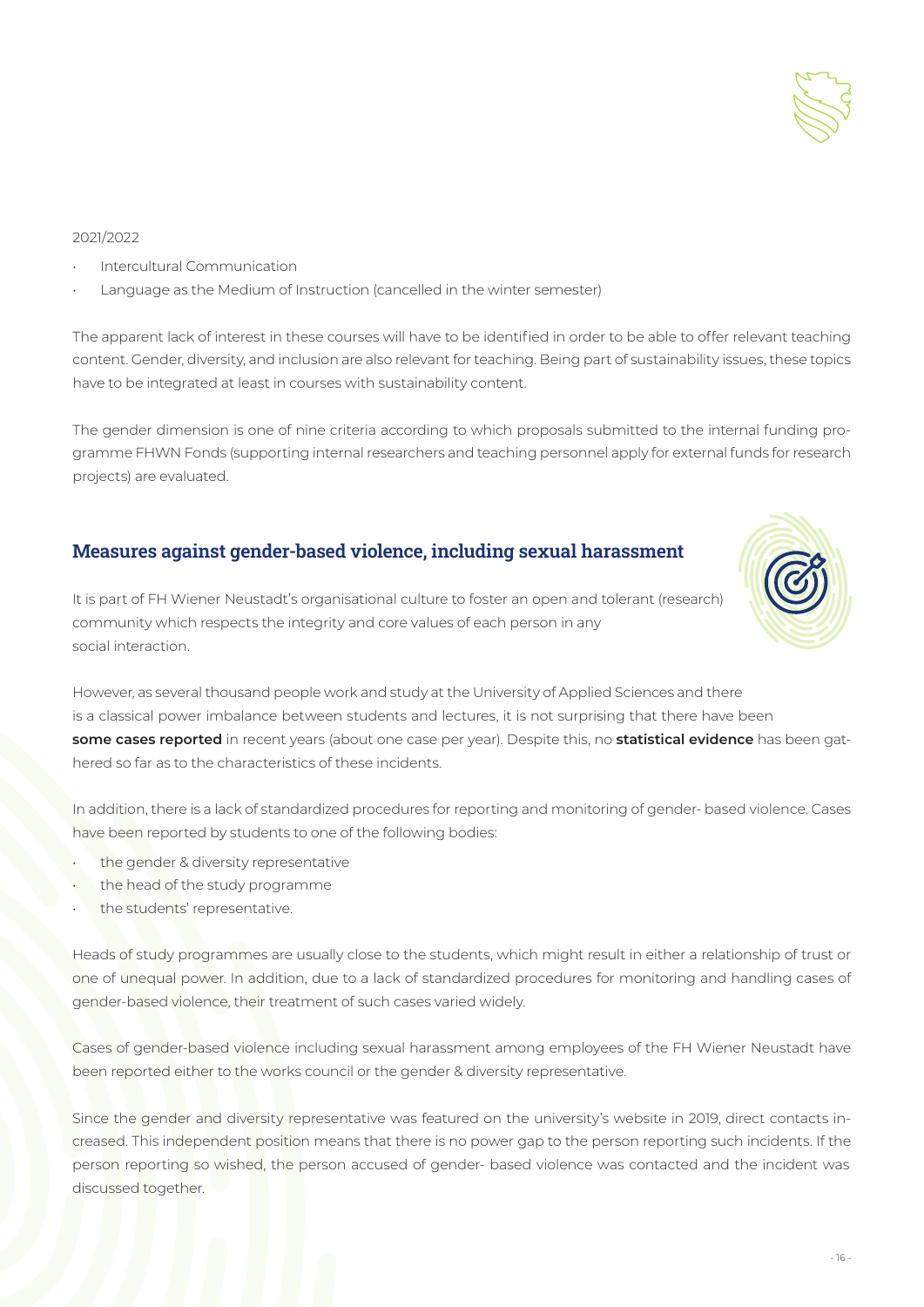2021/2022

- Intercultural Communication
- Language as the Medium of Instruction (cancelled in the winter semester)

The apparent lack of interest in these courses will have to be identified in order to be able to offer relevant teaching content. Gender, diversity, and inclusion are also relevant for teaching. Being part of sustainability issues, these topics have to be integrated at least in courses with sustainability content.

The gender dimension is one of nine criteria according to which proposals submitted to the internal funding programme FHWN Fonds (supporting internal researchers and teaching personnel apply for external funds for research projects) are evaluated.

## Measures against gender-based violence, including sexual harassment

It is part of FH Wiener Neustadt's organisational culture to foster an open and tolerant (research) community which respects the integrity and core values of each person in any social interaction.

However, as several thousand people work and study at the University of Applied Sciences and there is a classical power imbalance between students and lectures, it is not surprising that there have been **some cases reported** in recent years (about one case per year). Despite this, no **statistical evidence** has been gathered so far as to the characteristics of these incidents.

In addition, there is a lack of standardized procedures for reporting and monitoring of gender- based violence. Cases have been reported by students to one of the following bodies:

- the gender & diversity representative
- the head of the study programme
- the students' representative.

Heads of study programmes are usually close to the students, which might result in either a relationship of trust or one of unequal power. In addition, due to a lack of standardized procedures for monitoring and handling cases of gender-based violence, their treatment of such cases varied widely.

Cases of gender-based violence including sexual harassment among employees of the FH Wiener Neustadt have been reported either to the works council or the gender & diversity representative.

Since the gender and diversity representative was featured on the university's website in 2019, direct contacts increased. This independent position means that there is no power gap to the person reporting such incidents. If the person reporting so wished, the person accused of gender- based violence was contacted and the incident was discussed together.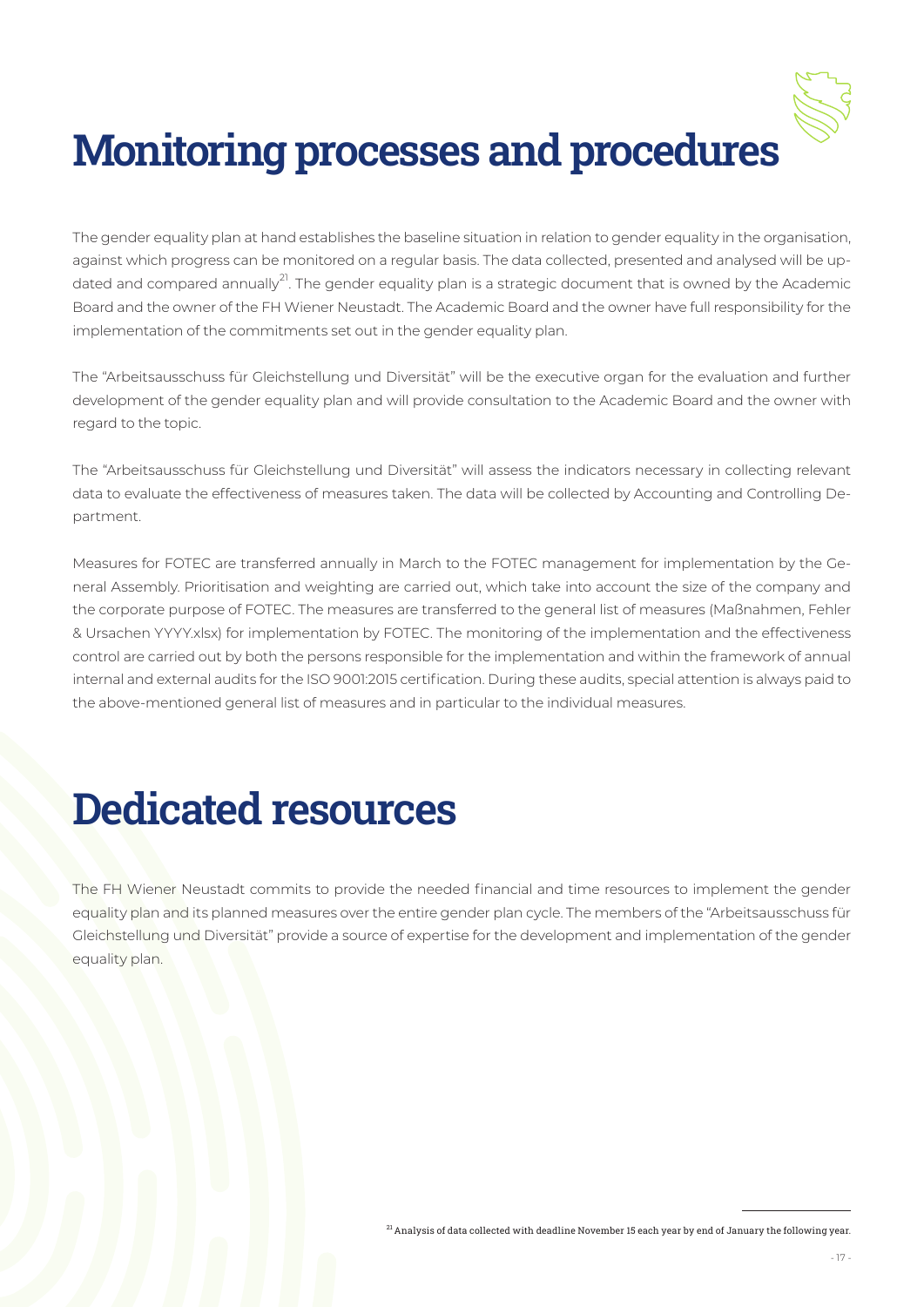# Monitoring processes and procedures

The gender equality plan at hand establishes the baseline situation in relation to gender equality in the organisation, against which progress can be monitored on a regular basis. The data collected, presented and analysed will be updated and compared annually[21]. The gender equality plan is a strategic document that is owned by the Academic Board and the owner of the FH Wiener Neustadt. The Academic Board and the owner have full responsibility for the implementation of the commitments set out in the gender equality plan.

The "Arbeitsausschuss für Gleichstellung und Diversität" will be the executive organ for the evaluation and further development of the gender equality plan and will provide consultation to the Academic Board and the owner with regard to the topic.

The "Arbeitsausschuss für Gleichstellung und Diversität" will assess the indicators necessary in collecting relevant data to evaluate the effectiveness of measures taken. The data will be collected by Accounting and Controlling Department.

Measures for FOTEC are transferred annually in March to the FOTEC management for implementation by the General Assembly. Prioritisation and weighting are carried out, which take into account the size of the company and the corporate purpose of FOTEC. The measures are transferred to the general list of measures (Maßnahmen, Fehler & Ursachen YYYY.xlsx) for implementation by FOTEC. The monitoring of the implementation and the effectiveness control are carried out by both the persons responsible for the implementation and within the framework of annual internal and external audits for the ISO 9001:2015 certification. During these audits, special attention is always paid to the above-mentioned general list of measures and in particular to the individual measures.

# Dedicated resources

The FH Wiener Neustadt commits to provide the needed financial and time resources to implement the gender equality plan and its planned measures over the entire gender plan cycle. The members of the "Arbeitsausschuss für Gleichstellung und Diversität" provide a source of expertise for the development and implementation of the gender equality plan.

[21] Analysis of data collected with deadline November 15 each year by end of January the following year.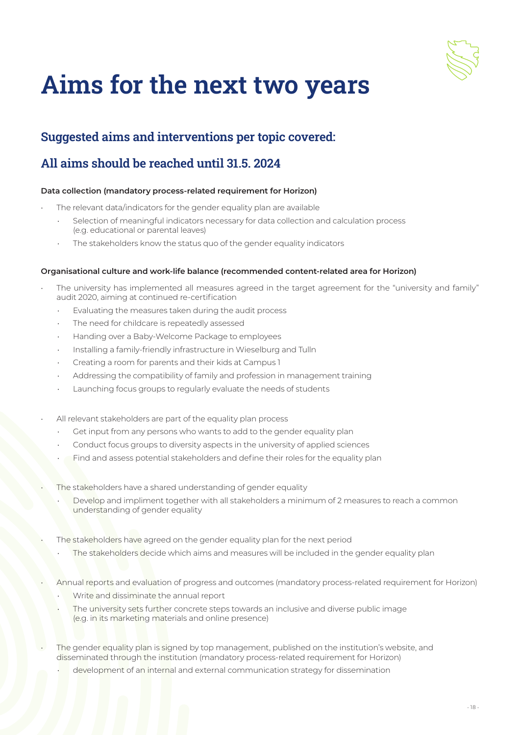# Aims for the next two years

## Suggested aims and interventions per topic covered:

## All aims should be reached until 31.5. 2024

**Data collection (mandatory process-related requirement for Horizon)**

- The relevant data/indicators for the gender equality plan are available
  - Selection of meaningful indicators necessary for data collection and calculation process (e.g. educational or parental leaves)
  - The stakeholders know the status quo of the gender equality indicators

**Organisational culture and work-life balance (recommended content-related area for Horizon)**

- The university has implemented all measures agreed in the target agreement for the "university and family" audit 2020, aiming at continued re-certification
  - Evaluating the measures taken during the audit process
  - The need for childcare is repeatedly assessed
  - Handing over a Baby-Welcome Package to employees
  - Installing a family-friendly infrastructure in Wieselburg and Tulln
  - Creating a room for parents and their kids at Campus 1
  - Addressing the compatibility of family and profession in management training
  - Launching focus groups to regularly evaluate the needs of students

- All relevant stakeholders are part of the equality plan process
  - Get input from any persons who wants to add to the gender equality plan
  - Conduct focus groups to diversity aspects in the university of applied sciences
  - Find and assess potential stakeholders and define their roles for the equality plan

- The stakeholders have a shared understanding of gender equality
  - Develop and impliment together with all stakeholders a minimum of 2 measures to reach a common understanding of gender equality

- The stakeholders have agreed on the gender equality plan for the next period
  - The stakeholders decide which aims and measures will be included in the gender equality plan

- Annual reports and evaluation of progress and outcomes (mandatory process-related requirement for Horizon)
  - Write and dissiminate the annual report
  - The university sets further concrete steps towards an inclusive and diverse public image (e.g. in its marketing materials and online presence)

- The gender equality plan is signed by top management, published on the institution's website, and disseminated through the institution (mandatory process-related requirement for Horizon)
  - development of an internal and external communication strategy for dissemination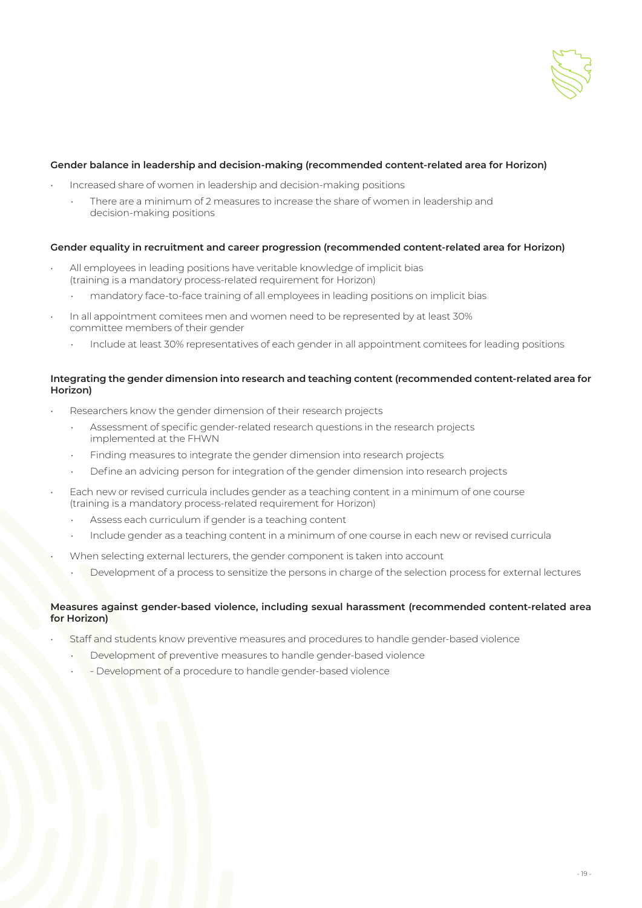**Gender balance in leadership and decision-making (recommended content-related area for Horizon)**

- Increased share of women in leadership and decision-making positions
  - There are a minimum of 2 measures to increase the share of women in leadership and decision-making positions

**Gender equality in recruitment and career progression (recommended content-related area for Horizon)**

- All employees in leading positions have veritable knowledge of implicit bias (training is a mandatory process-related requirement for Horizon)
  - mandatory face-to-face training of all employees in leading positions on implicit bias
- In all appointment comitees men and women need to be represented by at least 30% committee members of their gender
  - Include at least 30% representatives of each gender in all appointment comitees for leading positions

**Integrating the gender dimension into research and teaching content (recommended content-related area for Horizon)**

- Researchers know the gender dimension of their research projects
  - Assessment of specific gender-related research questions in the research projects implemented at the FHWN
  - Finding measures to integrate the gender dimension into research projects
  - Define an advicing person for integration of the gender dimension into research projects
- Each new or revised curricula includes gender as a teaching content in a minimum of one course (training is a mandatory process-related requirement for Horizon)
  - Assess each curriculum if gender is a teaching content
  - Include gender as a teaching content in a minimum of one course in each new or revised curricula
- When selecting external lecturers, the gender component is taken into account
  - Development of a process to sensitize the persons in charge of the selection process for external lectures

**Measures against gender-based violence, including sexual harassment (recommended content-related area for Horizon)**

- Staff and students know preventive measures and procedures to handle gender-based violence
  - Development of preventive measures to handle gender-based violence
  - - Development of a procedure to handle gender-based violence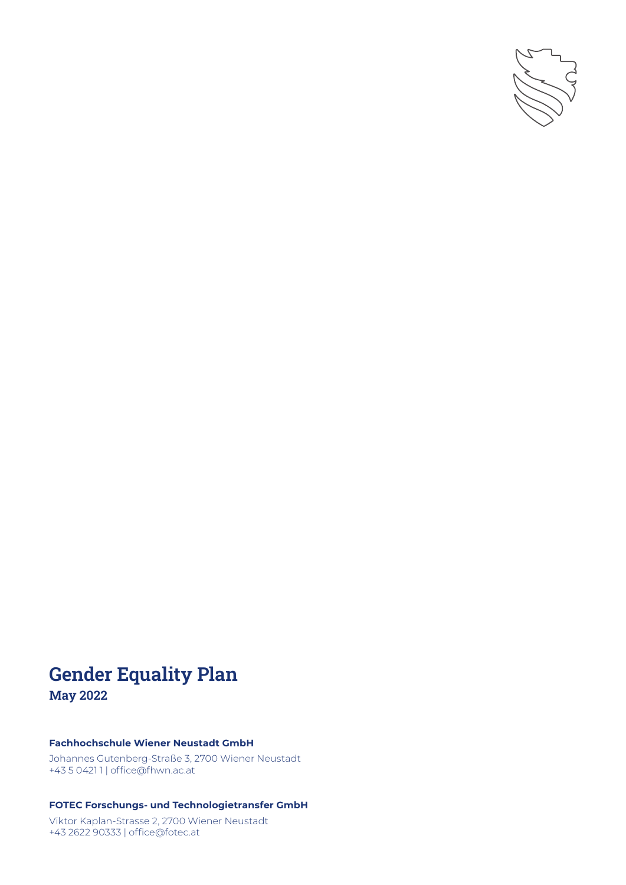# Gender Equality Plan

**May 2022**

**Fachhochschule Wiener Neustadt GmbH**

Johannes Gutenberg-Straße 3, 2700 Wiener Neustadt
+43 5 0421 1 | office@fhwn.ac.at

**FOTEC Forschungs- und Technologietransfer GmbH**

Viktor Kaplan-Strasse 2, 2700 Wiener Neustadt
+43 2622 90333 | office@fotec.at